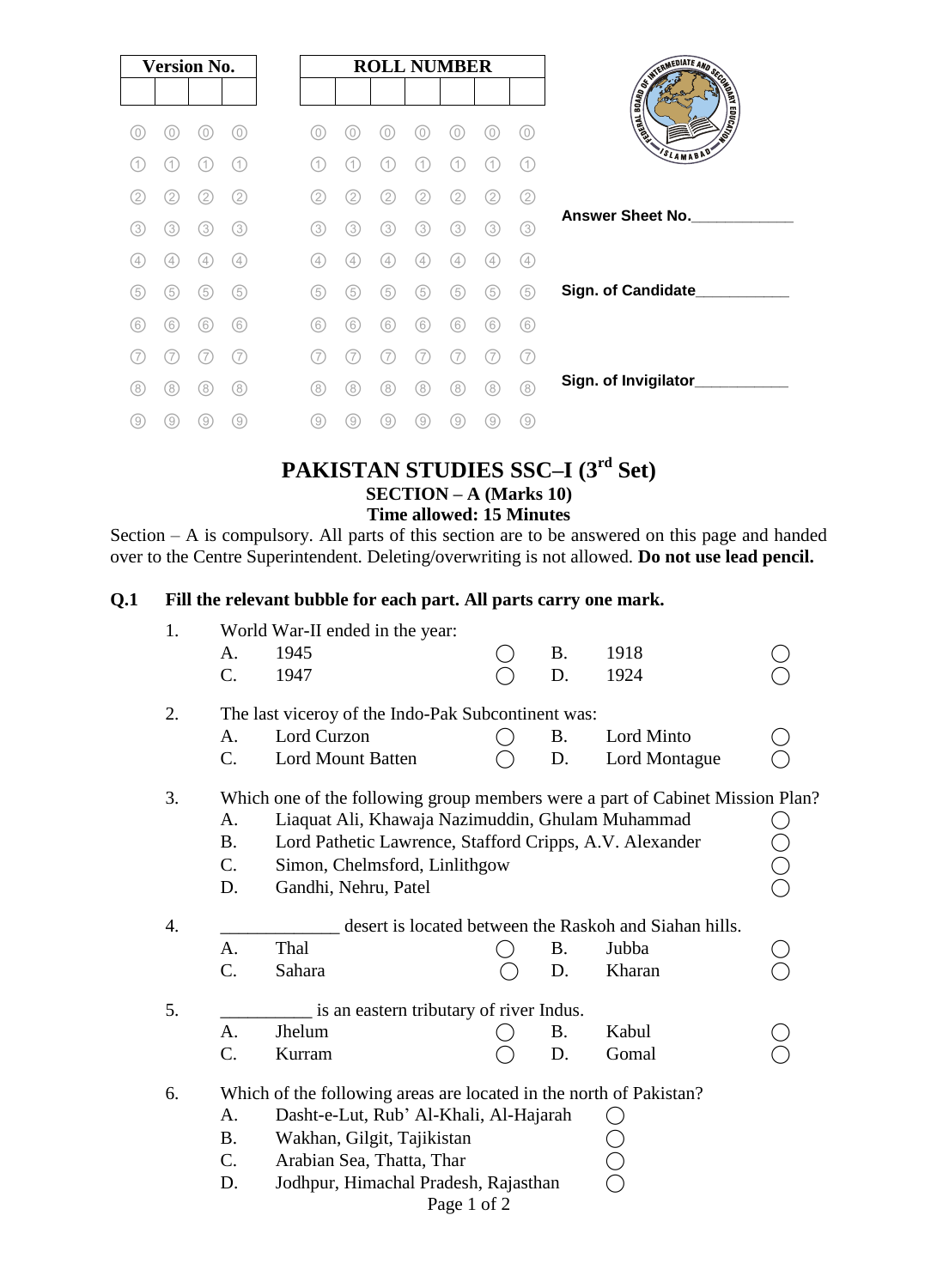| Version No. | | | |
|---|---|---|---|
| | | | |

| ROLL NUMBER | | | | | | |
|---|---|---|---|---|---|---|
| | | | | | | |

Answer Sheet No.____________

Sign. of Candidate___________

Sign. of Invigilator___________

# PAKISTAN STUDIES SSC–I (3rd Set)

## SECTION – A (Marks 10)

## Time allowed: 15 Minutes

Section – A is compulsory. All parts of this section are to be answered on this page and handed over to the Centre Superintendent. Deleting/overwriting is not allowed. **Do not use lead pencil.**

**Q.1 Fill the relevant bubble for each part. All parts carry one mark.**

1. World War-II ended in the year:
   - A. 1945 ◯
   - B. 1918 ◯
   - C. 1947 ◯
   - D. 1924 ◯

2. The last viceroy of the Indo-Pak Subcontinent was:
   - A. Lord Curzon ◯
   - B. Lord Minto ◯
   - C. Lord Mount Batten ◯
   - D. Lord Montague ◯

3. Which one of the following group members were a part of Cabinet Mission Plan?
   - A. Liaquat Ali, Khawaja Nazimuddin, Ghulam Muhammad ◯
   - B. Lord Pathetic Lawrence, Stafford Cripps, A.V. Alexander ◯
   - C. Simon, Chelmsford, Linlithgow ◯
   - D. Gandhi, Nehru, Patel ◯

4. _____________ desert is located between the Raskoh and Siahan hills.
   - A. Thal ◯
   - B. Jubba ◯
   - C. Sahara ◯
   - D. Kharan ◯

5. __________ is an eastern tributary of river Indus.
   - A. Jhelum ◯
   - B. Kabul ◯
   - C. Kurram ◯
   - D. Gomal ◯

6. Which of the following areas are located in the north of Pakistan?
   - A. Dasht-e-Lut, Rub' Al-Khali, Al-Hajarah ◯
   - B. Wakhan, Gilgit, Tajikistan ◯
   - C. Arabian Sea, Thatta, Thar ◯
   - D. Jodhpur, Himachal Pradesh, Rajasthan ◯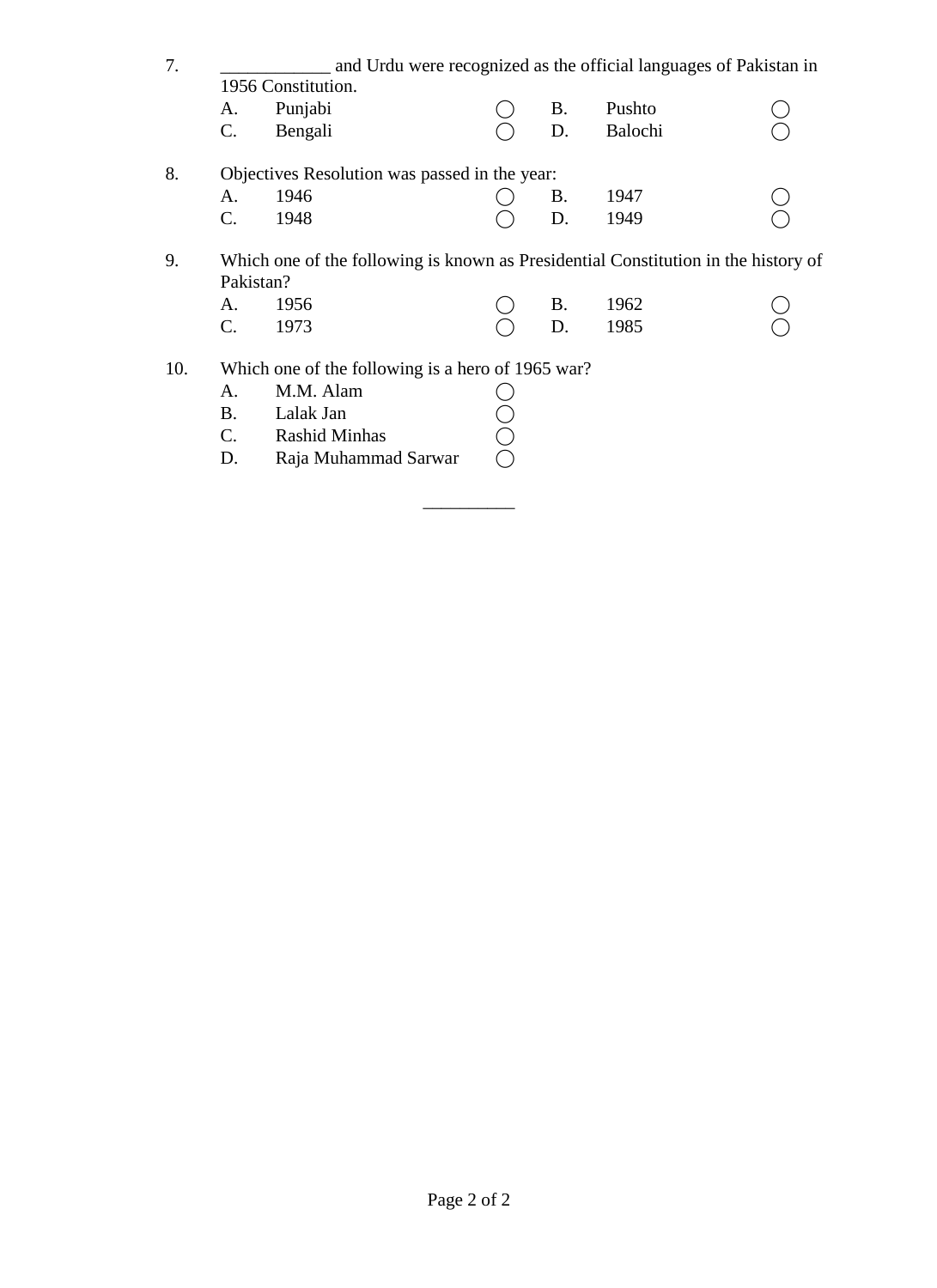7. ____________ and Urdu were recognized as the official languages of Pakistan in 1956 Constitution.

| | | | | | |
|---|---|---|---|---|---|
| A. | Punjabi | ◯ | B. | Pushto | ◯ |
| C. | Bengali | ◯ | D. | Balochi | ◯ |

8. Objectives Resolution was passed in the year:

| | | | | | |
|---|---|---|---|---|---|
| A. | 1946 | ◯ | B. | 1947 | ◯ |
| C. | 1948 | ◯ | D. | 1949 | ◯ |

9. Which one of the following is known as Presidential Constitution in the history of Pakistan?

| | | | | | |
|---|---|---|---|---|---|
| A. | 1956 | ◯ | B. | 1962 | ◯ |
| C. | 1973 | ◯ | D. | 1985 | ◯ |

10. Which one of the following is a hero of 1965 war?

A. M.M. Alam ◯
B. Lalak Jan ◯
C. Rashid Minhas ◯
D. Raja Muhammad Sarwar ◯

__________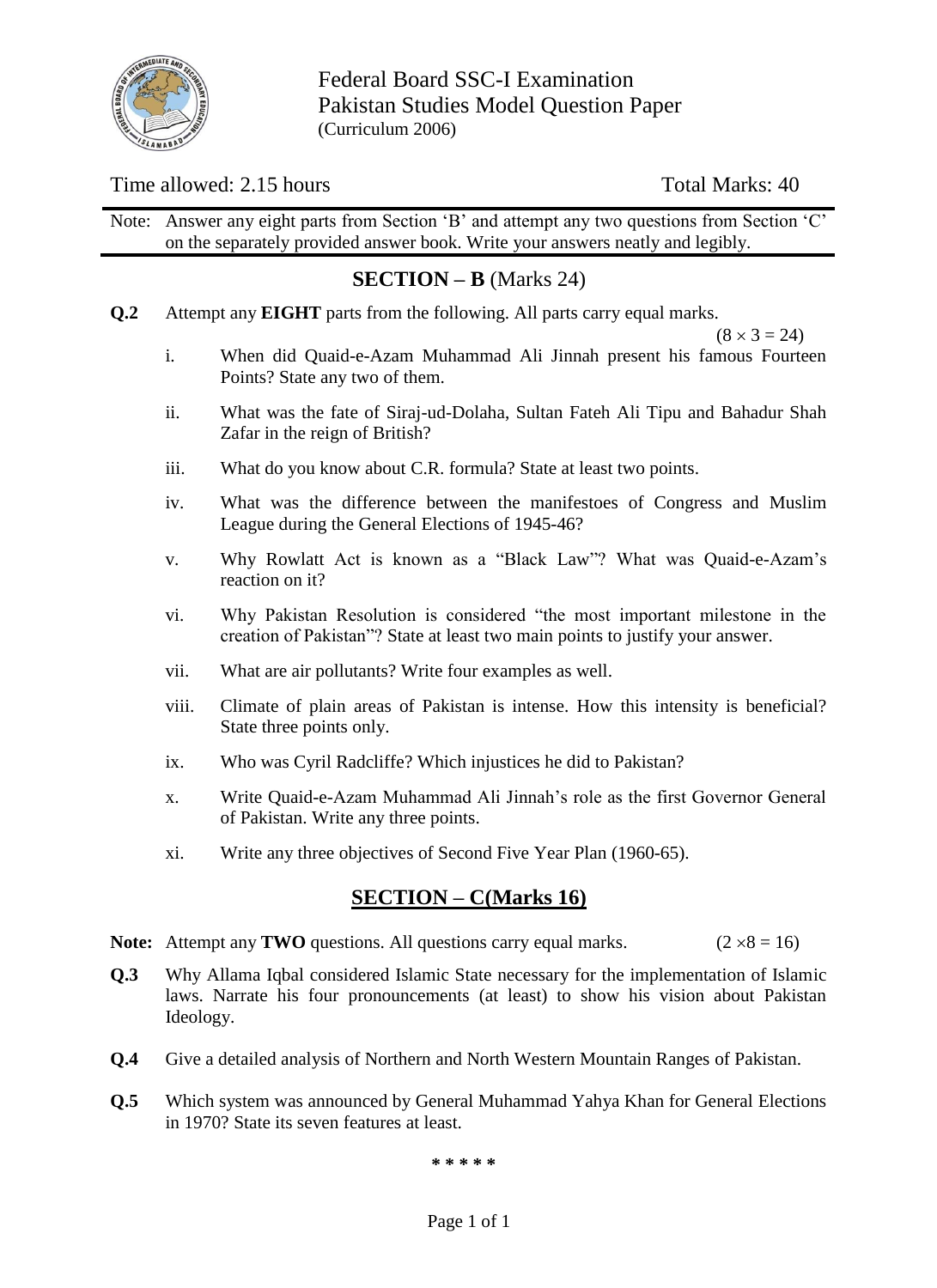Federal Board SSC-I Examination
Pakistan Studies Model Question Paper
(Curriculum 2006)

Time allowed: 2.15 hours | Total Marks: 40

Note: Answer any eight parts from Section 'B' and attempt any two questions from Section 'C' on the separately provided answer book. Write your answers neatly and legibly.

## SECTION – B (Marks 24)

**Q.2** Attempt any **EIGHT** parts from the following. All parts carry equal marks. $(8 \times 3 = 24)$

i. When did Quaid-e-Azam Muhammad Ali Jinnah present his famous Fourteen Points? State any two of them.

ii. What was the fate of Siraj-ud-Dolaha, Sultan Fateh Ali Tipu and Bahadur Shah Zafar in the reign of British?

iii. What do you know about C.R. formula? State at least two points.

iv. What was the difference between the manifestoes of Congress and Muslim League during the General Elections of 1945-46?

v. Why Rowlatt Act is known as a "Black Law"? What was Quaid-e-Azam's reaction on it?

vi. Why Pakistan Resolution is considered "the most important milestone in the creation of Pakistan"? State at least two main points to justify your answer.

vii. What are air pollutants? Write four examples as well.

viii. Climate of plain areas of Pakistan is intense. How this intensity is beneficial? State three points only.

ix. Who was Cyril Radcliffe? Which injustices he did to Pakistan?

x. Write Quaid-e-Azam Muhammad Ali Jinnah's role as the first Governor General of Pakistan. Write any three points.

xi. Write any three objectives of Second Five Year Plan (1960-65).

## SECTION – C(Marks 16)

**Note:** Attempt any **TWO** questions. All questions carry equal marks. $(2 \times 8 = 16)$

**Q.3** Why Allama Iqbal considered Islamic State necessary for the implementation of Islamic laws. Narrate his four pronouncements (at least) to show his vision about Pakistan Ideology.

**Q.4** Give a detailed analysis of Northern and North Western Mountain Ranges of Pakistan.

**Q.5** Which system was announced by General Muhammad Yahya Khan for General Elections in 1970? State its seven features at least.

* * * * *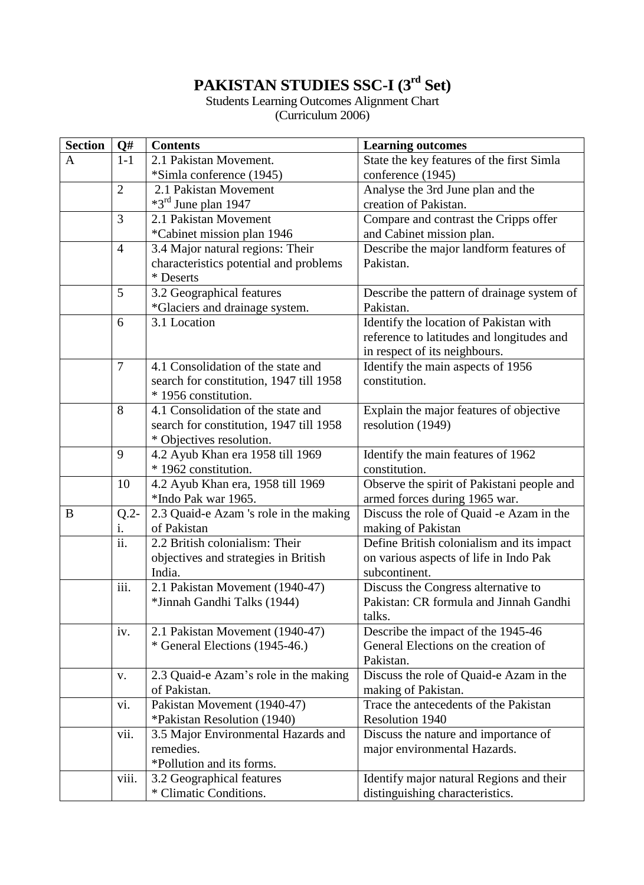# PAKISTAN STUDIES SSC-I (3rd Set)

Students Learning Outcomes Alignment Chart
(Curriculum 2006)

| Section | Q# | Contents | Learning outcomes |
|---|---|---|---|
| A | 1-1 | 2.1 Pakistan Movement. *Simla conference (1945) | State the key features of the first Simla conference (1945) |
| | 2 | 2.1 Pakistan Movement *3rd June plan 1947 | Analyse the 3rd June plan and the creation of Pakistan. |
| | 3 | 2.1 Pakistan Movement *Cabinet mission plan 1946 | Compare and contrast the Cripps offer and Cabinet mission plan. |
| | 4 | 3.4 Major natural regions: Their characteristics potential and problems * Deserts | Describe the major landform features of Pakistan. |
| | 5 | 3.2 Geographical features *Glaciers and drainage system. | Describe the pattern of drainage system of Pakistan. |
| | 6 | 3.1 Location | Identify the location of Pakistan with reference to latitudes and longitudes and in respect of its neighbours. |
| | 7 | 4.1 Consolidation of the state and search for constitution, 1947 till 1958 * 1956 constitution. | Identify the main aspects of 1956 constitution. |
| | 8 | 4.1 Consolidation of the state and search for constitution, 1947 till 1958 * Objectives resolution. | Explain the major features of objective resolution (1949) |
| | 9 | 4.2 Ayub Khan era 1958 till 1969 * 1962 constitution. | Identify the main features of 1962 constitution. |
| | 10 | 4.2 Ayub Khan era, 1958 till 1969 *Indo Pak war 1965. | Observe the spirit of Pakistani people and armed forces during 1965 war. |
| B | Q.2-i. | 2.3 Quaid-e Azam 's role in the making of Pakistan | Discuss the role of Quaid -e Azam in the making of Pakistan |
| | ii. | 2.2 British colonialism: Their objectives and strategies in British India. | Define British colonialism and its impact on various aspects of life in Indo Pak subcontinent. |
| | iii. | 2.1 Pakistan Movement (1940-47) *Jinnah Gandhi Talks (1944) | Discuss the Congress alternative to Pakistan: CR formula and Jinnah Gandhi talks. |
| | iv. | 2.1 Pakistan Movement (1940-47) * General Elections (1945-46.) | Describe the impact of the 1945-46 General Elections on the creation of Pakistan. |
| | v. | 2.3 Quaid-e Azam's role in the making of Pakistan. | Discuss the role of Quaid-e Azam in the making of Pakistan. |
| | vi. | Pakistan Movement (1940-47) *Pakistan Resolution (1940) | Trace the antecedents of the Pakistan Resolution 1940 |
| | vii. | 3.5 Major Environmental Hazards and remedies. *Pollution and its forms. | Discuss the nature and importance of major environmental Hazards. |
| | viii. | 3.2 Geographical features * Climatic Conditions. | Identify major natural Regions and their distinguishing characteristics. |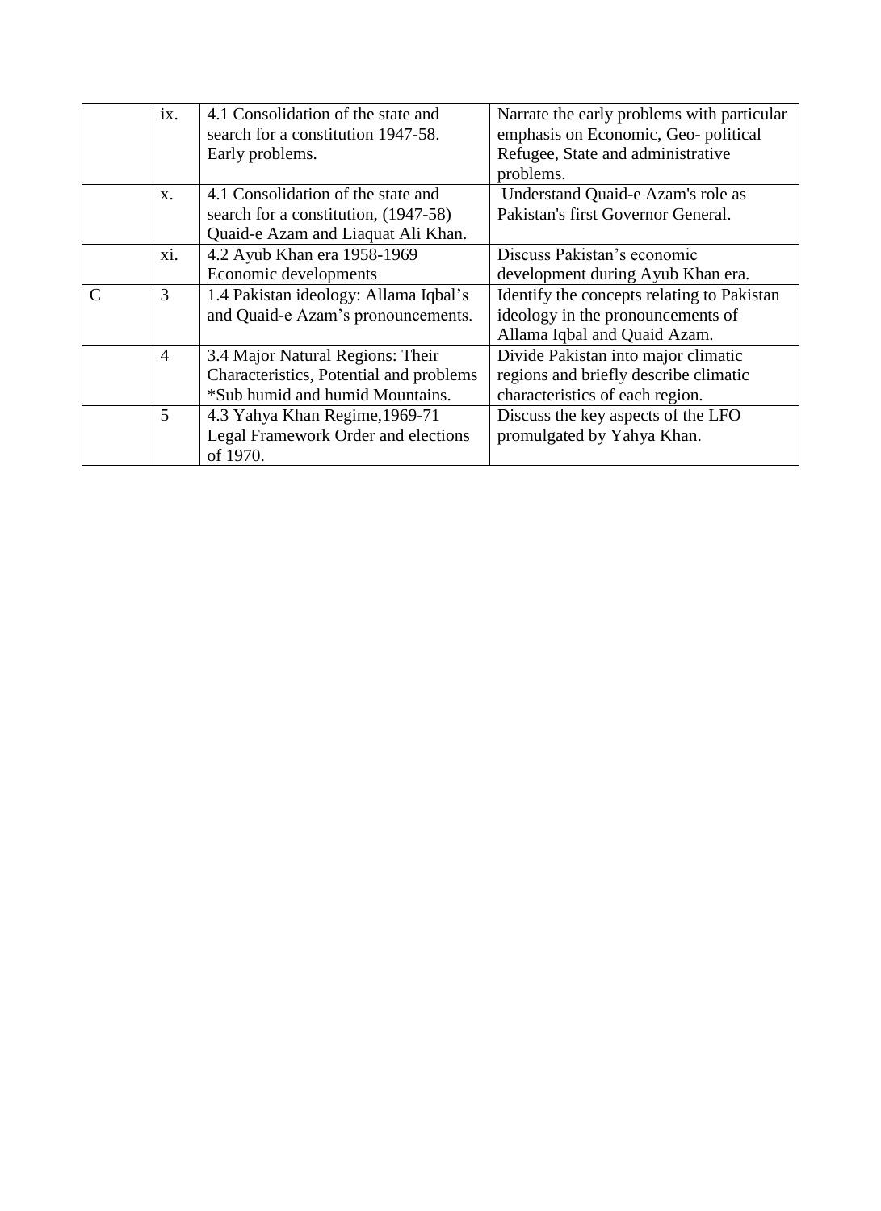| | | | |
|---|---|---|---|
| | ix. | 4.1 Consolidation of the state and search for a constitution 1947-58. Early problems. | Narrate the early problems with particular emphasis on Economic, Geo- political Refugee, State and administrative problems. |
| | x. | 4.1 Consolidation of the state and search for a constitution, (1947-58) Quaid-e Azam and Liaquat Ali Khan. | Understand Quaid-e Azam's role as Pakistan's first Governor General. |
| | xi. | 4.2 Ayub Khan era 1958-1969 Economic developments | Discuss Pakistan's economic development during Ayub Khan era. |
| C | 3 | 1.4 Pakistan ideology: Allama Iqbal's and Quaid-e Azam's pronouncements. | Identify the concepts relating to Pakistan ideology in the pronouncements of Allama Iqbal and Quaid Azam. |
| | 4 | 3.4 Major Natural Regions: Their Characteristics, Potential and problems *Sub humid and humid Mountains. | Divide Pakistan into major climatic regions and briefly describe climatic characteristics of each region. |
| | 5 | 4.3 Yahya Khan Regime,1969-71 Legal Framework Order and elections of 1970. | Discuss the key aspects of the LFO promulgated by Yahya Khan. |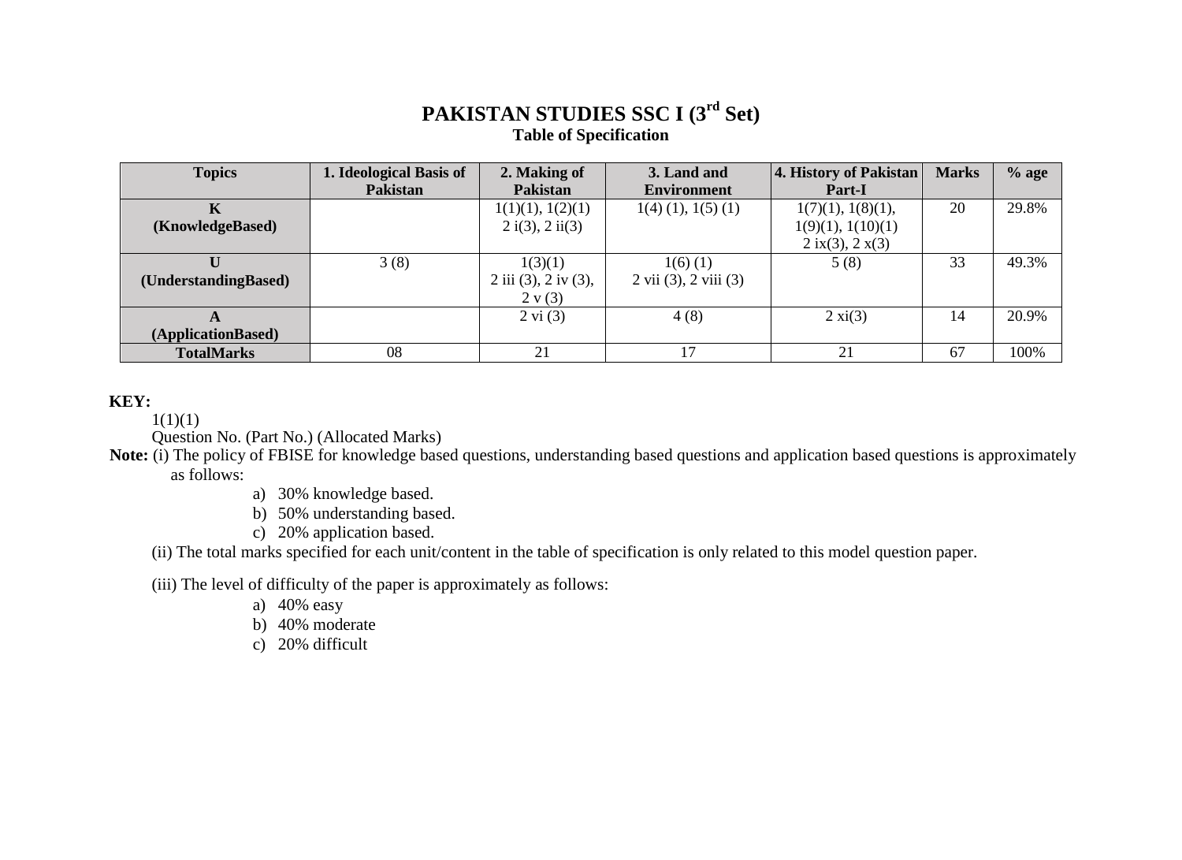# PAKISTAN STUDIES SSC I (3rd Set)

## Table of Specification

| Topics | 1. Ideological Basis of Pakistan | 2. Making of Pakistan | 3. Land and Environment | 4. History of Pakistan Part-I | Marks | % age |
|---|---|---|---|---|---|---|
| **K (KnowledgeBased)** | | 1(1)(1), 1(2)(1) 2 i(3), 2 ii(3) | 1(4) (1), 1(5) (1) | 1(7)(1), 1(8)(1), 1(9)(1), 1(10)(1) 2 ix(3), 2 x(3) | 20 | 29.8% |
| **U (UnderstandingBased)** | 3 (8) | 1(3)(1) 2 iii (3), 2 iv (3), 2 v (3) | 1(6) (1) 2 vii (3), 2 viii (3) | 5 (8) | 33 | 49.3% |
| **A (ApplicationBased)** | | 2 vi (3) | 4 (8) | 2 xi(3) | 14 | 20.9% |
| **TotalMarks** | 08 | 21 | 17 | 21 | 67 | 100% |

**KEY:**

1(1)(1)

Question No. (Part No.) (Allocated Marks)

**Note:** (i) The policy of FBISE for knowledge based questions, understanding based questions and application based questions is approximately as follows:

a) 30% knowledge based.
b) 50% understanding based.
c) 20% application based.

(ii) The total marks specified for each unit/content in the table of specification is only related to this model question paper.

(iii) The level of difficulty of the paper is approximately as follows:

a) 40% easy
b) 40% moderate
c) 20% difficult